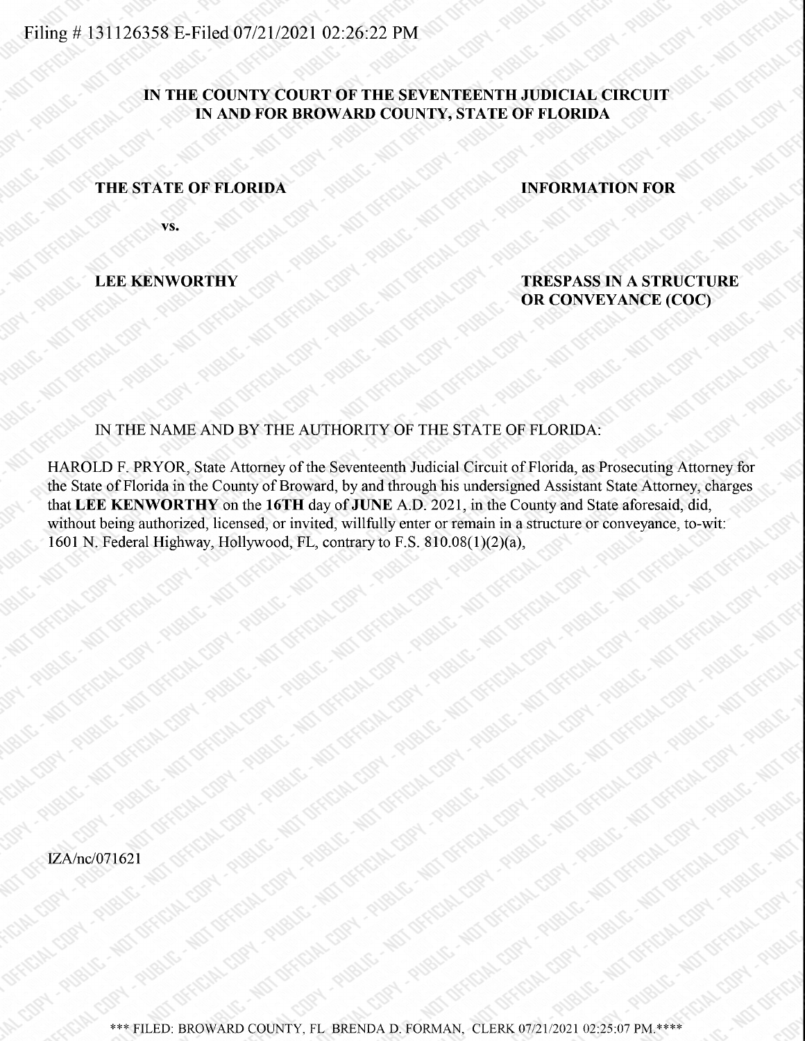Filing # 131126358 E-Filed 07/21/2021 02:26:22 PM

**IN THE COUNTY COURT OF THE SEVENTEENTH JUDICIAL CIRCUIT IN AND FOR BROWARD COUNTY, STATE OF FLORIDA**

**THE STATE OF FLORIDA**

**vs.**

**LEE KENWORTHY**

**INFORMATION FOR**

**TRESPASS IN A STRUCTURE OR CONVEYANCE (COC)**

IN THE NAME AND BY THE AUTHORITY OF THE STATE OF FLORIDA:

HAROLD F. PRYOR, State Attorney of the Seventeenth Judicial Circuit of Florida, as Prosecuting Attorney for the State of Florida in the County of Broward, by and through his undersigned Assistant State Attorney, charges that **LEE KENWORTHY** on the **16TH** day of **JUNE** A.D. 2021, in the County and State aforesaid, did, without being authorized, licensed, or invited, willfully enter or remain in a structure or conveyance, to-wit: 1601 N. Federal Highway, Hollywood, FL, contrary to F.S. 810.08(1)(2)(a),

IZA/nc/071621

\*\*\* FILED: BROWARD COUNTY, FL BRENDA D. FORMAN, CLERK 07/21/2021 02:25:07 PM.\*\*\*\*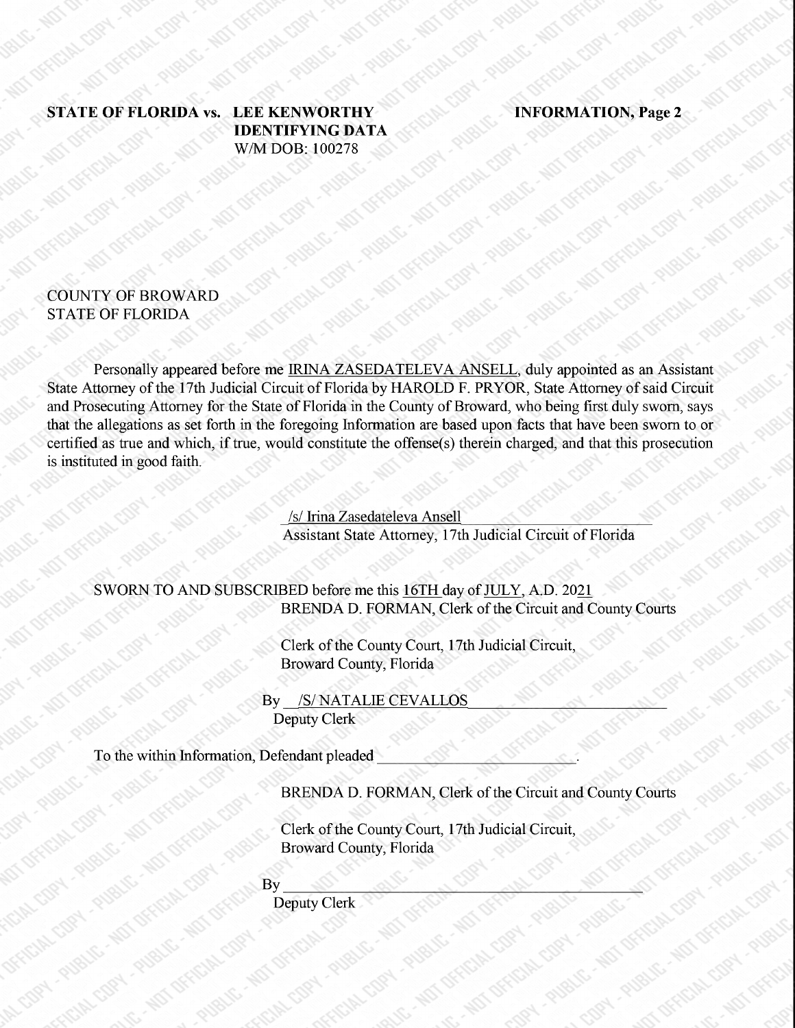**STATE OF FLORIDA vs. LEE KENWORTHY**
**IDENTIFYING DATA**
W/M DOB: 100278

COUNTY OF BROWARD
STATE OF FLORIDA

Personally appeared before me IRINA ZASEDATELEVA ANSELL, duly appointed as an Assistant State Attorney of the 17th Judicial Circuit of Florida by HAROLD F. PRYOR, State Attorney of said Circuit and Prosecuting Attorney for the State of Florida in the County of Broward, who being first duly sworn, says that the allegations as set forth in the foregoing Information are based upon facts that have been sworn to or certified as true and which, if true, would constitute the offense(s) therein charged, and that this prosecution is instituted in good faith.

/s/ Irina Zasedateleva Ansell
Assistant State Attorney, 17th Judicial Circuit of Florida

SWORN TO AND SUBSCRIBED before me this 16TH day of JULY, A.D. 2021
BRENDA D. FORMAN, Clerk of the Circuit and County Courts

Clerk of the County Court, 17th Judicial Circuit,
Broward County, Florida

By /S/ NATALIE CEVALLOS
Deputy Clerk

To the within Information, Defendant pleaded ________________________.

BRENDA D. FORMAN, Clerk of the Circuit and County Courts

Clerk of the County Court, 17th Judicial Circuit,
Broward County, Florida

By ____________________________________________
Deputy Clerk